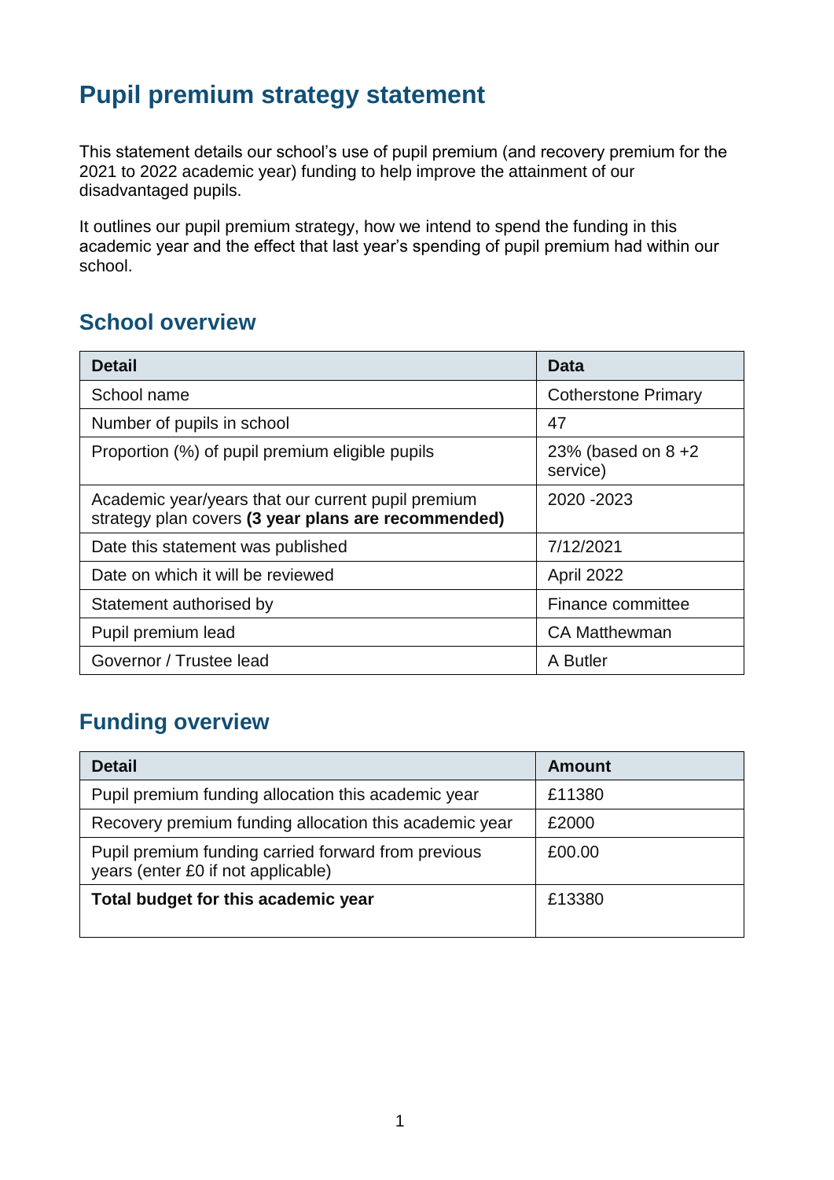# Pupil premium strategy statement

This statement details our school's use of pupil premium (and recovery premium for the 2021 to 2022 academic year) funding to help improve the attainment of our disadvantaged pupils.

It outlines our pupil premium strategy, how we intend to spend the funding in this academic year and the effect that last year's spending of pupil premium had within our school.

## School overview

| Detail | Data |
|---|---|
| School name | Cotherstone Primary |
| Number of pupils in school | 47 |
| Proportion (%) of pupil premium eligible pupils | 23% (based on 8 +2 service) |
| Academic year/years that our current pupil premium strategy plan covers **(3 year plans are recommended)** | 2020 -2023 |
| Date this statement was published | 7/12/2021 |
| Date on which it will be reviewed | April 2022 |
| Statement authorised by | Finance committee |
| Pupil premium lead | CA Matthewman |
| Governor / Trustee lead | A Butler |

## Funding overview

| Detail | Amount |
|---|---|
| Pupil premium funding allocation this academic year | £11380 |
| Recovery premium funding allocation this academic year | £2000 |
| Pupil premium funding carried forward from previous years (enter £0 if not applicable) | £00.00 |
| **Total budget for this academic year** | £13380 |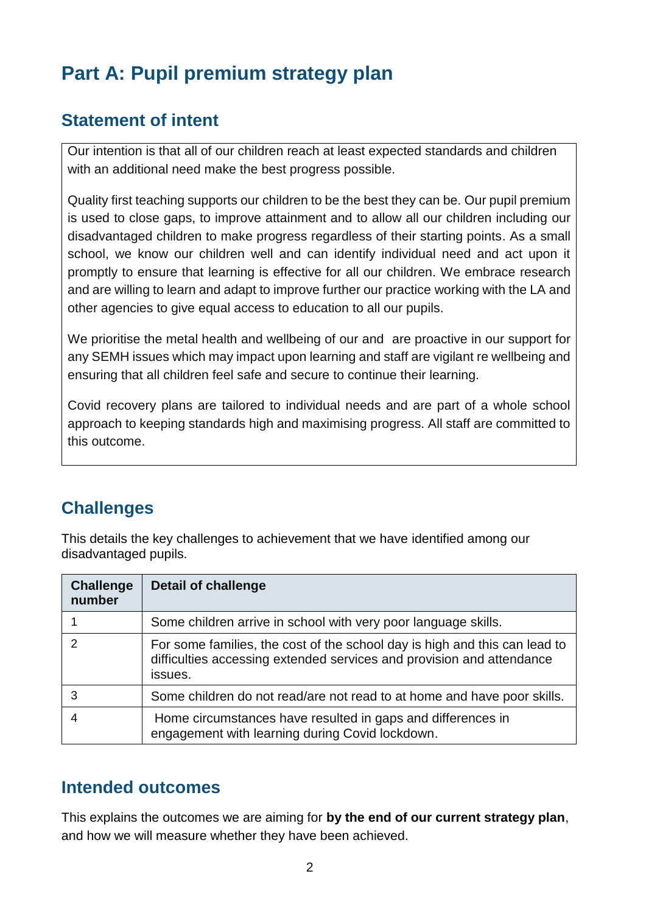# Part A: Pupil premium strategy plan

## Statement of intent

Our intention is that all of our children reach at least expected standards and children with an additional need make the best progress possible.

Quality first teaching supports our children to be the best they can be. Our pupil premium is used to close gaps, to improve attainment and to allow all our children including our disadvantaged children to make progress regardless of their starting points. As a small school, we know our children well and can identify individual need and act upon it promptly to ensure that learning is effective for all our children. We embrace research and are willing to learn and adapt to improve further our practice working with the LA and other agencies to give equal access to education to all our pupils.

We prioritise the metal health and wellbeing of our and are proactive in our support for any SEMH issues which may impact upon learning and staff are vigilant re wellbeing and ensuring that all children feel safe and secure to continue their learning.

Covid recovery plans are tailored to individual needs and are part of a whole school approach to keeping standards high and maximising progress. All staff are committed to this outcome.

## Challenges

This details the key challenges to achievement that we have identified among our disadvantaged pupils.

| Challenge number | Detail of challenge |
|---|---|
| 1 | Some children arrive in school with very poor language skills. |
| 2 | For some families, the cost of the school day is high and this can lead to difficulties accessing extended services and provision and attendance issues. |
| 3 | Some children do not read/are not read to at home and have poor skills. |
| 4 | Home circumstances have resulted in gaps and differences in engagement with learning during Covid lockdown. |

## Intended outcomes

This explains the outcomes we are aiming for **by the end of our current strategy plan**, and how we will measure whether they have been achieved.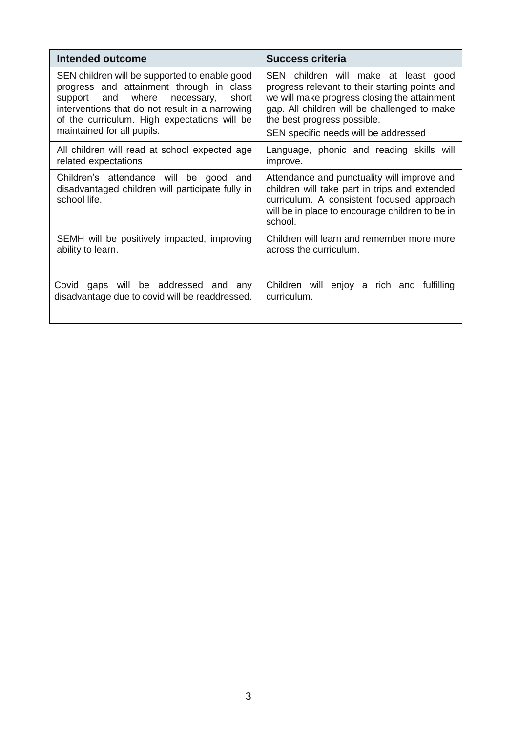| Intended outcome | Success criteria |
| --- | --- |
| SEN children will be supported to enable good progress and attainment through in class support and where necessary, short interventions that do not result in a narrowing of the curriculum. High expectations will be maintained for all pupils. | SEN children will make at least good progress relevant to their starting points and we will make progress closing the attainment gap. All children will be challenged to make the best progress possible.<br>SEN specific needs will be addressed |
| All children will read at school expected age related expectations | Language, phonic and reading skills will improve. |
| Children's attendance will be good and disadvantaged children will participate fully in school life. | Attendance and punctuality will improve and children will take part in trips and extended curriculum. A consistent focused approach will be in place to encourage children to be in school. |
| SEMH will be positively impacted, improving ability to learn. | Children will learn and remember more more across the curriculum. |
| Covid gaps will be addressed and any disadvantage due to covid will be readdressed. | Children will enjoy a rich and fulfilling curriculum. |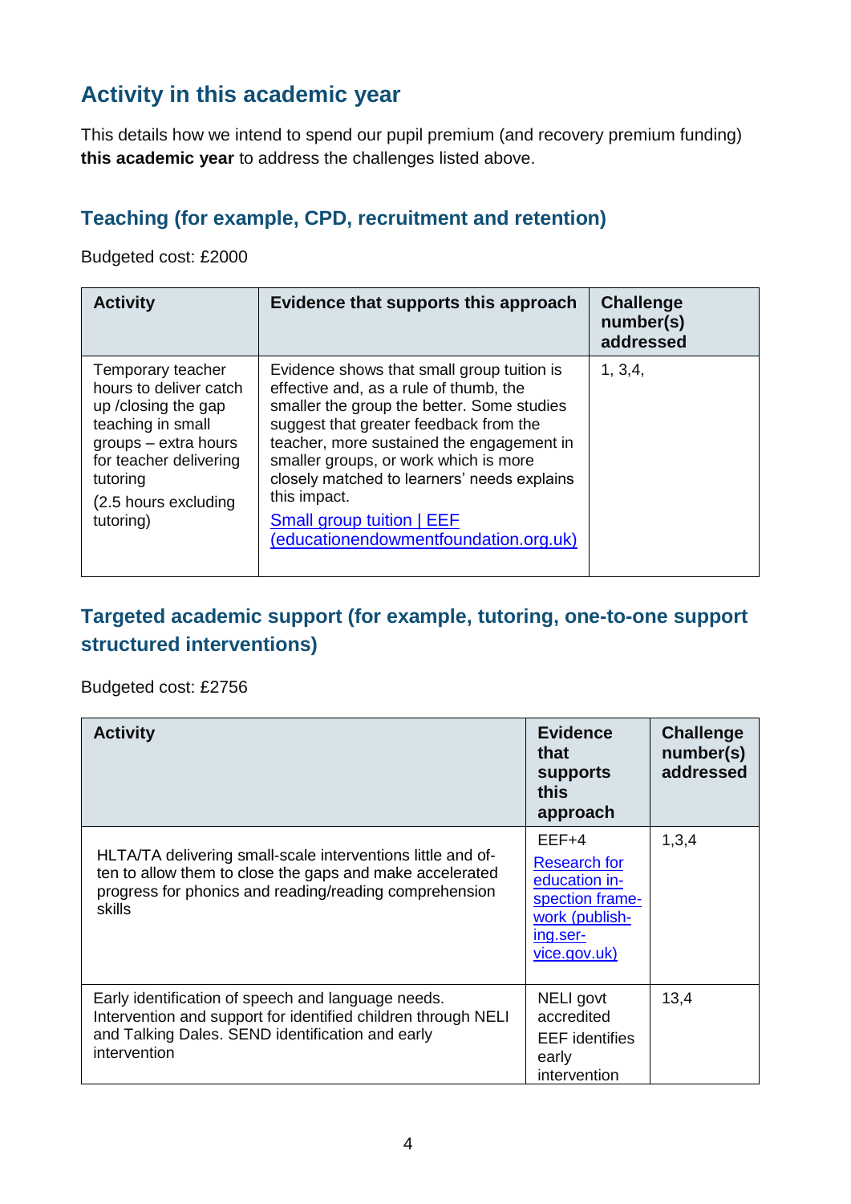## Activity in this academic year

This details how we intend to spend our pupil premium (and recovery premium funding) **this academic year** to address the challenges listed above.

### Teaching (for example, CPD, recruitment and retention)

Budgeted cost: £2000

| Activity | Evidence that supports this approach | Challenge number(s) addressed |
| --- | --- | --- |
| Temporary teacher hours to deliver catch up /closing the gap teaching in small groups – extra hours for teacher delivering tutoring<br><br>(2.5 hours excluding tutoring) | Evidence shows that small group tuition is effective and, as a rule of thumb, the smaller the group the better. Some studies suggest that greater feedback from the teacher, more sustained the engagement in smaller groups, or work which is more closely matched to learners' needs explains this impact.<br><br>[Small group tuition \| EEF (educationendowmentfoundation.org.uk)] | 1, 3,4, |

### Targeted academic support (for example, tutoring, one-to-one support structured interventions)

Budgeted cost: £2756

| Activity | Evidence that supports this approach | Challenge number(s) addressed |
| --- | --- | --- |
| HLTA/TA delivering small-scale interventions little and often to allow them to close the gaps and make accelerated progress for phonics and reading/reading comprehension skills | EEF+4<br><br>[Research for education inspection framework (publishing.service.gov.uk)] | 1,3,4 |
| Early identification of speech and language needs. Intervention and support for identified children through NELI and Talking Dales. SEND identification and early intervention | NELI govt accredited<br><br>EEF identifies early intervention | 13,4 |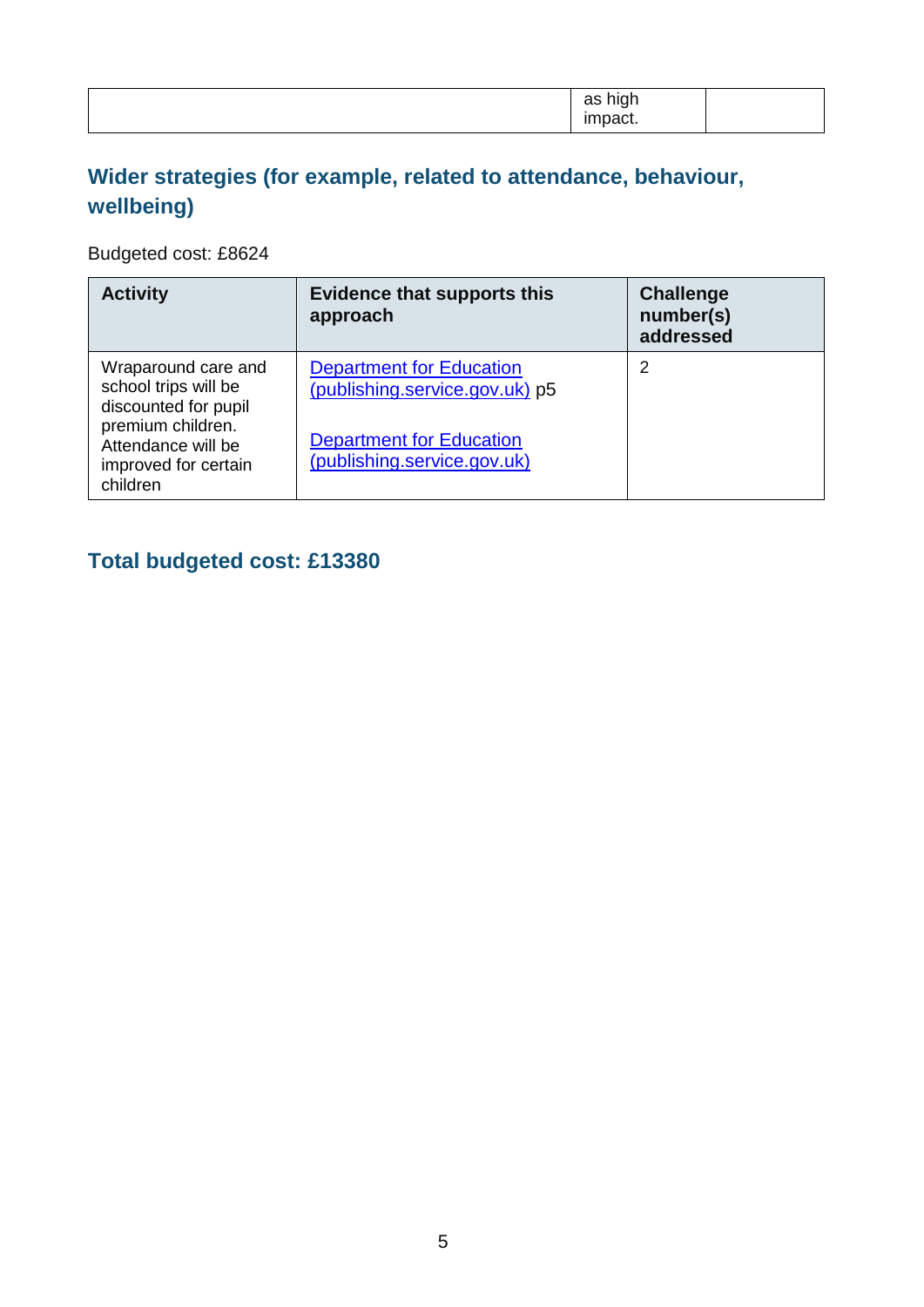| | as high impact. | |
|---|---|---|

## Wider strategies (for example, related to attendance, behaviour, wellbeing)

Budgeted cost: £8624

| Activity | Evidence that supports this approach | Challenge number(s) addressed |
|---|---|---|
| Wraparound care and school trips will be discounted for pupil premium children. Attendance will be improved for certain children | Department for Education (publishing.service.gov.uk) p5<br><br>Department for Education (publishing.service.gov.uk) | 2 |

## Total budgeted cost: £13380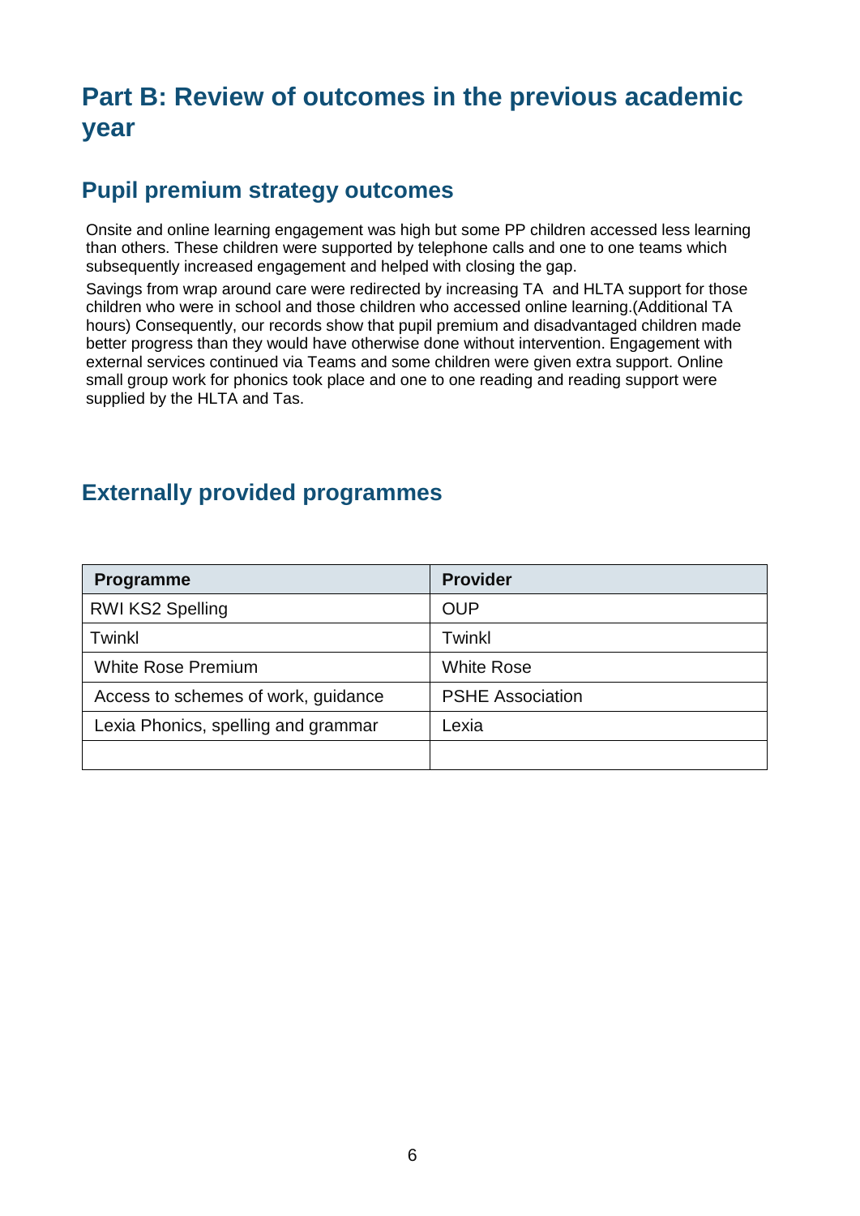# Part B: Review of outcomes in the previous academic year

## Pupil premium strategy outcomes

Onsite and online learning engagement was high but some PP children accessed less learning than others. These children were supported by telephone calls and one to one teams which subsequently increased engagement and helped with closing the gap.

Savings from wrap around care were redirected by increasing TA and HLTA support for those children who were in school and those children who accessed online learning.(Additional TA hours) Consequently, our records show that pupil premium and disadvantaged children made better progress than they would have otherwise done without intervention. Engagement with external services continued via Teams and some children were given extra support. Online small group work for phonics took place and one to one reading and reading support were supplied by the HLTA and Tas.

## Externally provided programmes

| Programme | Provider |
|---|---|
| RWI KS2 Spelling | OUP |
| Twinkl | Twinkl |
| White Rose Premium | White Rose |
| Access to schemes of work, guidance | PSHE Association |
| Lexia Phonics, spelling and grammar | Lexia |
| | |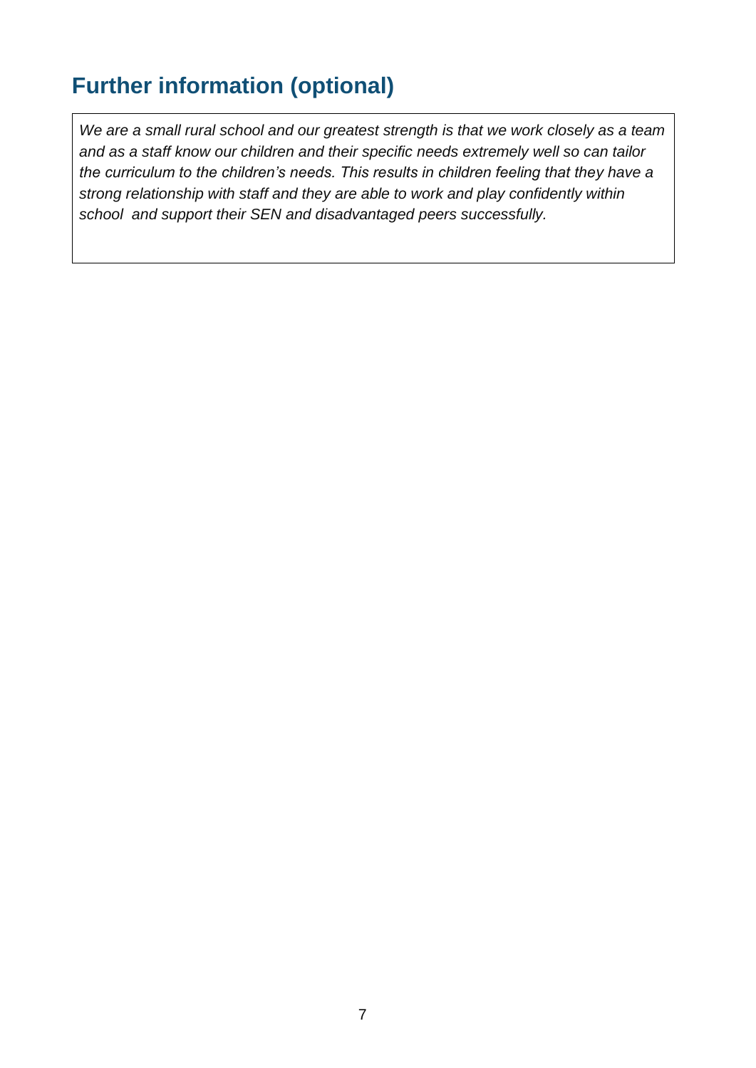## Further information (optional)

*We are a small rural school and our greatest strength is that we work closely as a team and as a staff know our children and their specific needs extremely well so can tailor the curriculum to the children's needs. This results in children feeling that they have a strong relationship with staff and they are able to work and play confidently within school and support their SEN and disadvantaged peers successfully.*